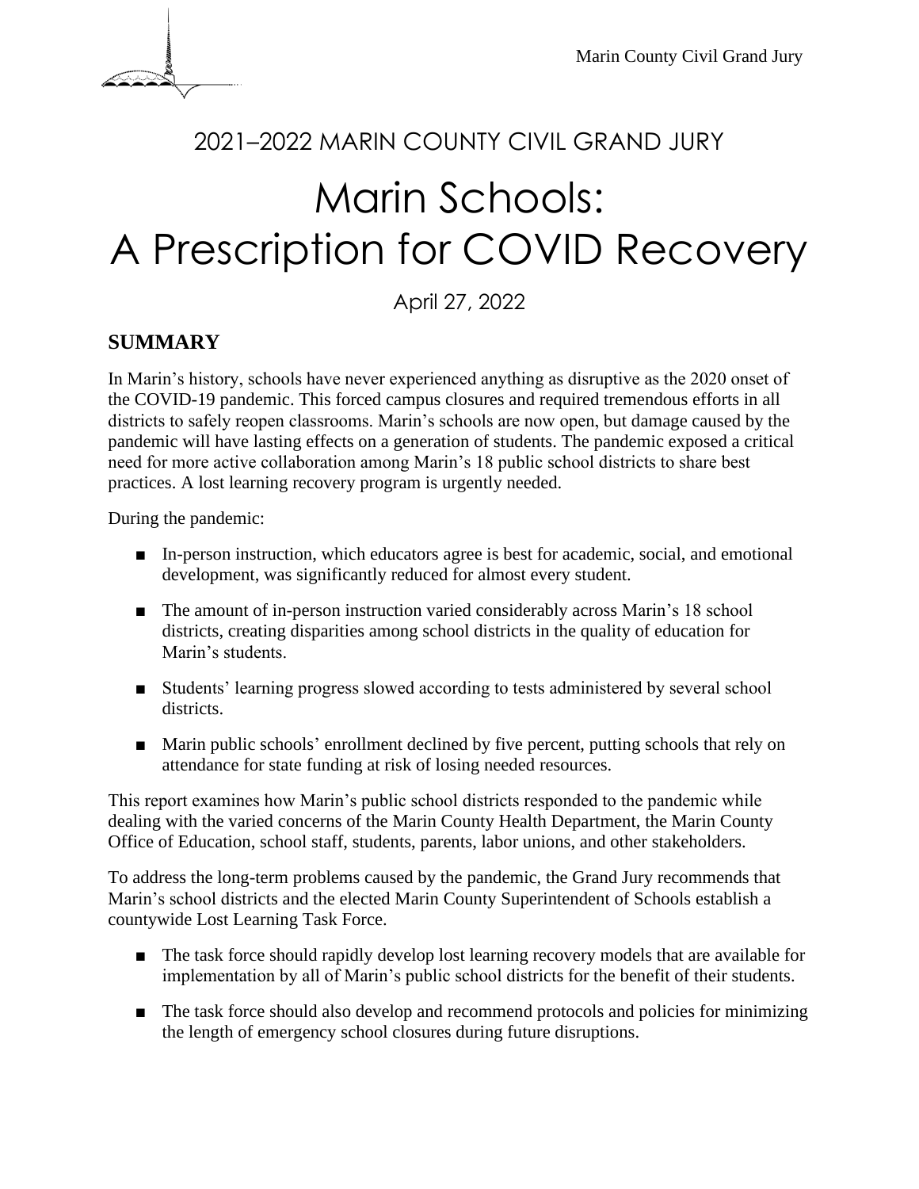2021–2022 MARIN COUNTY CIVIL GRAND JURY

# Marin Schools: A Prescription for COVID Recovery

April 27, 2022

## SUMMARY

In Marin's history, schools have never experienced anything as disruptive as the 2020 onset of the COVID-19 pandemic. This forced campus closures and required tremendous efforts in all districts to safely reopen classrooms. Marin's schools are now open, but damage caused by the pandemic will have lasting effects on a generation of students. The pandemic exposed a critical need for more active collaboration among Marin's 18 public school districts to share best practices. A lost learning recovery program is urgently needed.

During the pandemic:

- In-person instruction, which educators agree is best for academic, social, and emotional development, was significantly reduced for almost every student.
- The amount of in-person instruction varied considerably across Marin's 18 school districts, creating disparities among school districts in the quality of education for Marin's students.
- Students' learning progress slowed according to tests administered by several school districts.
- Marin public schools' enrollment declined by five percent, putting schools that rely on attendance for state funding at risk of losing needed resources.

This report examines how Marin's public school districts responded to the pandemic while dealing with the varied concerns of the Marin County Health Department, the Marin County Office of Education, school staff, students, parents, labor unions, and other stakeholders.

To address the long-term problems caused by the pandemic, the Grand Jury recommends that Marin's school districts and the elected Marin County Superintendent of Schools establish a countywide Lost Learning Task Force.

- The task force should rapidly develop lost learning recovery models that are available for implementation by all of Marin's public school districts for the benefit of their students.
- The task force should also develop and recommend protocols and policies for minimizing the length of emergency school closures during future disruptions.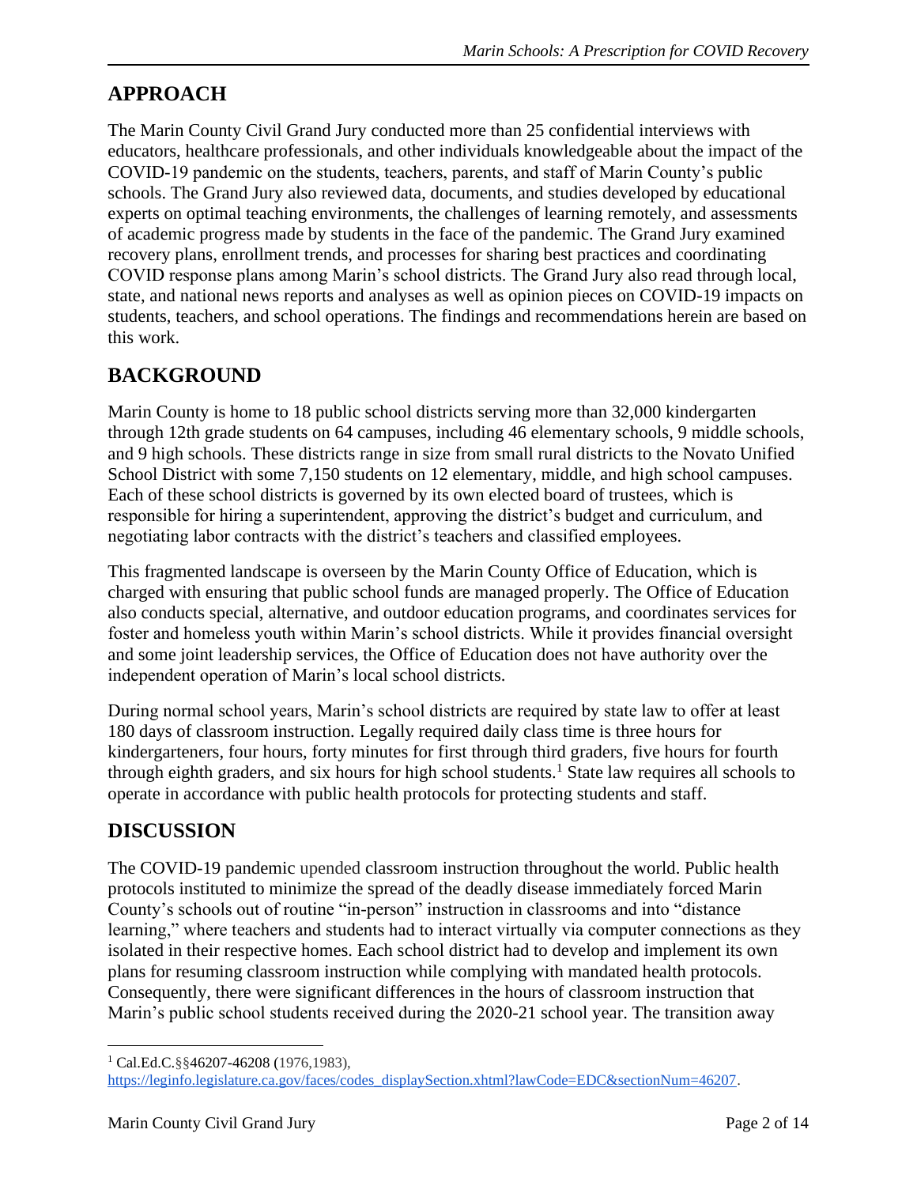## APPROACH

The Marin County Civil Grand Jury conducted more than 25 confidential interviews with educators, healthcare professionals, and other individuals knowledgeable about the impact of the COVID-19 pandemic on the students, teachers, parents, and staff of Marin County's public schools. The Grand Jury also reviewed data, documents, and studies developed by educational experts on optimal teaching environments, the challenges of learning remotely, and assessments of academic progress made by students in the face of the pandemic. The Grand Jury examined recovery plans, enrollment trends, and processes for sharing best practices and coordinating COVID response plans among Marin's school districts. The Grand Jury also read through local, state, and national news reports and analyses as well as opinion pieces on COVID-19 impacts on students, teachers, and school operations. The findings and recommendations herein are based on this work.

## BACKGROUND

Marin County is home to 18 public school districts serving more than 32,000 kindergarten through 12th grade students on 64 campuses, including 46 elementary schools, 9 middle schools, and 9 high schools. These districts range in size from small rural districts to the Novato Unified School District with some 7,150 students on 12 elementary, middle, and high school campuses. Each of these school districts is governed by its own elected board of trustees, which is responsible for hiring a superintendent, approving the district's budget and curriculum, and negotiating labor contracts with the district's teachers and classified employees.

This fragmented landscape is overseen by the Marin County Office of Education, which is charged with ensuring that public school funds are managed properly. The Office of Education also conducts special, alternative, and outdoor education programs, and coordinates services for foster and homeless youth within Marin's school districts. While it provides financial oversight and some joint leadership services, the Office of Education does not have authority over the independent operation of Marin's local school districts.

During normal school years, Marin's school districts are required by state law to offer at least 180 days of classroom instruction. Legally required daily class time is three hours for kindergarteners, four hours, forty minutes for first through third graders, five hours for fourth through eighth graders, and six hours for high school students.[1] State law requires all schools to operate in accordance with public health protocols for protecting students and staff.

## DISCUSSION

The COVID-19 pandemic upended classroom instruction throughout the world. Public health protocols instituted to minimize the spread of the deadly disease immediately forced Marin County's schools out of routine "in-person" instruction in classrooms and into "distance learning," where teachers and students had to interact virtually via computer connections as they isolated in their respective homes. Each school district had to develop and implement its own plans for resuming classroom instruction while complying with mandated health protocols. Consequently, there were significant differences in the hours of classroom instruction that Marin's public school students received during the 2020-21 school year. The transition away

---

[1] Cal.Ed.C.§§46207-46208 (1976,1983), https://leginfo.legislature.ca.gov/faces/codes_displaySection.xhtml?lawCode=EDC&sectionNum=46207.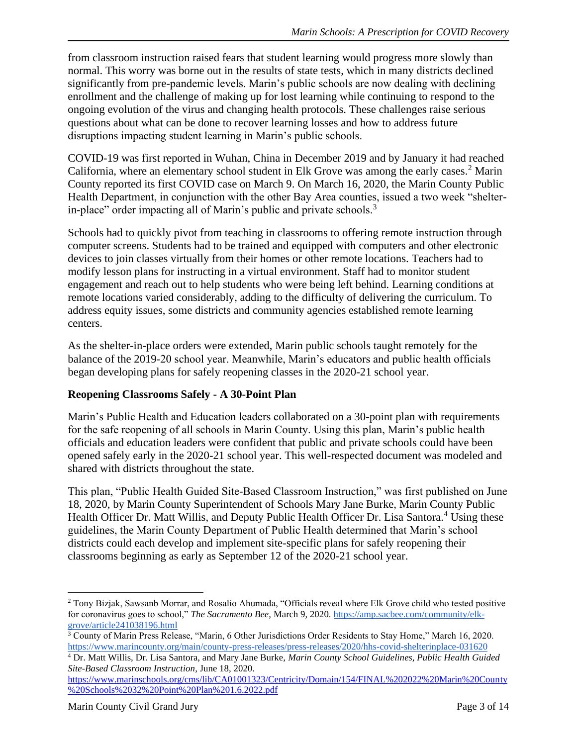from classroom instruction raised fears that student learning would progress more slowly than normal. This worry was borne out in the results of state tests, which in many districts declined significantly from pre-pandemic levels. Marin's public schools are now dealing with declining enrollment and the challenge of making up for lost learning while continuing to respond to the ongoing evolution of the virus and changing health protocols. These challenges raise serious questions about what can be done to recover learning losses and how to address future disruptions impacting student learning in Marin's public schools.

COVID-19 was first reported in Wuhan, China in December 2019 and by January it had reached California, where an elementary school student in Elk Grove was among the early cases.[2] Marin County reported its first COVID case on March 9. On March 16, 2020, the Marin County Public Health Department, in conjunction with the other Bay Area counties, issued a two week "shelter-in-place" order impacting all of Marin's public and private schools.[3]

Schools had to quickly pivot from teaching in classrooms to offering remote instruction through computer screens. Students had to be trained and equipped with computers and other electronic devices to join classes virtually from their homes or other remote locations. Teachers had to modify lesson plans for instructing in a virtual environment. Staff had to monitor student engagement and reach out to help students who were being left behind. Learning conditions at remote locations varied considerably, adding to the difficulty of delivering the curriculum. To address equity issues, some districts and community agencies established remote learning centers.

As the shelter-in-place orders were extended, Marin public schools taught remotely for the balance of the 2019-20 school year. Meanwhile, Marin's educators and public health officials began developing plans for safely reopening classes in the 2020-21 school year.

**Reopening Classrooms Safely - A 30-Point Plan**

Marin's Public Health and Education leaders collaborated on a 30-point plan with requirements for the safe reopening of all schools in Marin County. Using this plan, Marin's public health officials and education leaders were confident that public and private schools could have been opened safely early in the 2020-21 school year. This well-respected document was modeled and shared with districts throughout the state.

This plan, "Public Health Guided Site-Based Classroom Instruction," was first published on June 18, 2020, by Marin County Superintendent of Schools Mary Jane Burke, Marin County Public Health Officer Dr. Matt Willis, and Deputy Public Health Officer Dr. Lisa Santora.[4] Using these guidelines, the Marin County Department of Public Health determined that Marin's school districts could each develop and implement site-specific plans for safely reopening their classrooms beginning as early as September 12 of the 2020-21 school year.

---

[2] Tony Bizjak, Sawsanb Morrar, and Rosalio Ahumada, "Officials reveal where Elk Grove child who tested positive for coronavirus goes to school," *The Sacramento Bee,* March 9, 2020. https://amp.sacbee.com/community/elk-grove/article241038196.html

[3] County of Marin Press Release, "Marin, 6 Other Jurisdictions Order Residents to Stay Home," March 16, 2020. https://www.marincounty.org/main/county-press-releases/press-releases/2020/hhs-covid-shelterinplace-031620

[4] Dr. Matt Willis, Dr. Lisa Santora, and Mary Jane Burke, *Marin County School Guidelines, Public Health Guided Site-Based Classroom Instruction,* June 18, 2020. https://www.marinschools.org/cms/lib/CA01001323/Centricity/Domain/154/FINAL%202022%20Marin%20County%20Schools%2032%20Point%20Plan%201.6.2022.pdf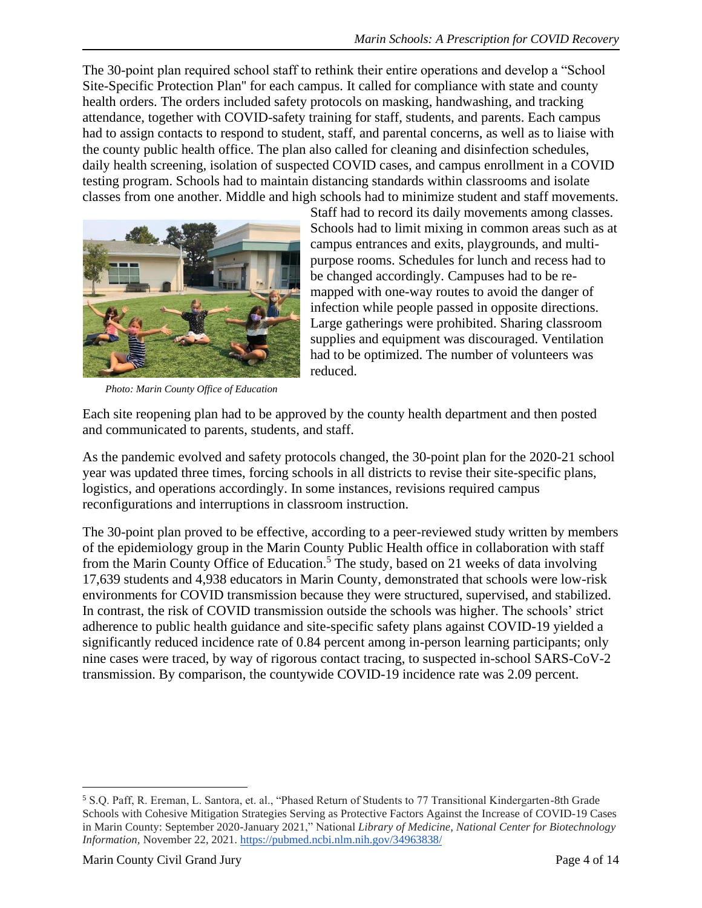The 30-point plan required school staff to rethink their entire operations and develop a "School Site-Specific Protection Plan" for each campus. It called for compliance with state and county health orders. The orders included safety protocols on masking, handwashing, and tracking attendance, together with COVID-safety training for staff, students, and parents. Each campus had to assign contacts to respond to student, staff, and parental concerns, as well as to liaise with the county public health office. The plan also called for cleaning and disinfection schedules, daily health screening, isolation of suspected COVID cases, and campus enrollment in a COVID testing program. Schools had to maintain distancing standards within classrooms and isolate classes from one another. Middle and high schools had to minimize student and staff movements. Staff had to record its daily movements among classes. Schools had to limit mixing in common areas such as at campus entrances and exits, playgrounds, and multi-purpose rooms. Schedules for lunch and recess had to be changed accordingly. Campuses had to be re-mapped with one-way routes to avoid the danger of infection while people passed in opposite directions. Large gatherings were prohibited. Sharing classroom supplies and equipment was discouraged. Ventilation had to be optimized. The number of volunteers was reduced.

*Photo: Marin County Office of Education*

Each site reopening plan had to be approved by the county health department and then posted and communicated to parents, students, and staff.

As the pandemic evolved and safety protocols changed, the 30-point plan for the 2020-21 school year was updated three times, forcing schools in all districts to revise their site-specific plans, logistics, and operations accordingly. In some instances, revisions required campus reconfigurations and interruptions in classroom instruction.

The 30-point plan proved to be effective, according to a peer-reviewed study written by members of the epidemiology group in the Marin County Public Health office in collaboration with staff from the Marin County Office of Education.[5] The study, based on 21 weeks of data involving 17,639 students and 4,938 educators in Marin County, demonstrated that schools were low-risk environments for COVID transmission because they were structured, supervised, and stabilized. In contrast, the risk of COVID transmission outside the schools was higher. The schools' strict adherence to public health guidance and site-specific safety plans against COVID-19 yielded a significantly reduced incidence rate of 0.84 percent among in-person learning participants; only nine cases were traced, by way of rigorous contact tracing, to suspected in-school SARS-CoV-2 transmission. By comparison, the countywide COVID-19 incidence rate was 2.09 percent.

---

[5] S.Q. Paff, R. Ereman, L. Santora, et. al., "Phased Return of Students to 77 Transitional Kindergarten-8th Grade Schools with Cohesive Mitigation Strategies Serving as Protective Factors Against the Increase of COVID-19 Cases in Marin County: September 2020-January 2021," National *Library of Medicine, National Center for Biotechnology Information,* November 22, 2021. https://pubmed.ncbi.nlm.nih.gov/34963838/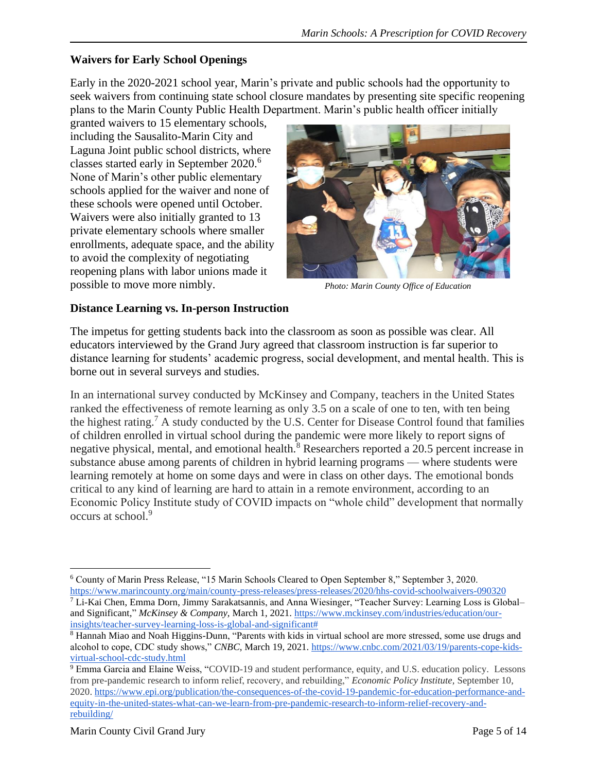### Waivers for Early School Openings

Early in the 2020-2021 school year, Marin's private and public schools had the opportunity to seek waivers from continuing state school closure mandates by presenting site specific reopening plans to the Marin County Public Health Department. Marin's public health officer initially granted waivers to 15 elementary schools, including the Sausalito-Marin City and Laguna Joint public school districts, where classes started early in September 2020.[6] None of Marin's other public elementary schools applied for the waiver and none of these schools were opened until October. Waivers were also initially granted to 13 private elementary schools where smaller enrollments, adequate space, and the ability to avoid the complexity of negotiating reopening plans with labor unions made it possible to move more nimbly.

*Photo: Marin County Office of Education*

### Distance Learning vs. In-person Instruction

The impetus for getting students back into the classroom as soon as possible was clear. All educators interviewed by the Grand Jury agreed that classroom instruction is far superior to distance learning for students' academic progress, social development, and mental health. This is borne out in several surveys and studies.

In an international survey conducted by McKinsey and Company, teachers in the United States ranked the effectiveness of remote learning as only 3.5 on a scale of one to ten, with ten being the highest rating.[7] A study conducted by the U.S. Center for Disease Control found that families of children enrolled in virtual school during the pandemic were more likely to report signs of negative physical, mental, and emotional health.[8] Researchers reported a 20.5 percent increase in substance abuse among parents of children in hybrid learning programs — where students were learning remotely at home on some days and were in class on other days. The emotional bonds critical to any kind of learning are hard to attain in a remote environment, according to an Economic Policy Institute study of COVID impacts on "whole child" development that normally occurs at school.[9]

---

[6] County of Marin Press Release, "15 Marin Schools Cleared to Open September 8," September 3, 2020. https://www.marincounty.org/main/county-press-releases/press-releases/2020/hhs-covid-schoolwaivers-090320

[7] Li-Kai Chen, Emma Dorn, Jimmy Sarakatsannis, and Anna Wiesinger, "Teacher Survey: Learning Loss is Global–and Significant," *McKinsey & Company,* March 1, 2021. https://www.mckinsey.com/industries/education/our-insights/teacher-survey-learning-loss-is-global-and-significant#

[8] Hannah Miao and Noah Higgins-Dunn, "Parents with kids in virtual school are more stressed, some use drugs and alcohol to cope, CDC study shows," *CNBC*, March 19, 2021. https://www.cnbc.com/2021/03/19/parents-cope-kids-virtual-school-cdc-study.html

[9] Emma Garcia and Elaine Weiss, "COVID-19 and student performance, equity, and U.S. education policy. Lessons from pre-pandemic research to inform relief, recovery, and rebuilding," *Economic Policy Institute,* September 10, 2020. https://www.epi.org/publication/the-consequences-of-the-covid-19-pandemic-for-education-performance-and-equity-in-the-united-states-what-can-we-learn-from-pre-pandemic-research-to-inform-relief-recovery-and-rebuilding/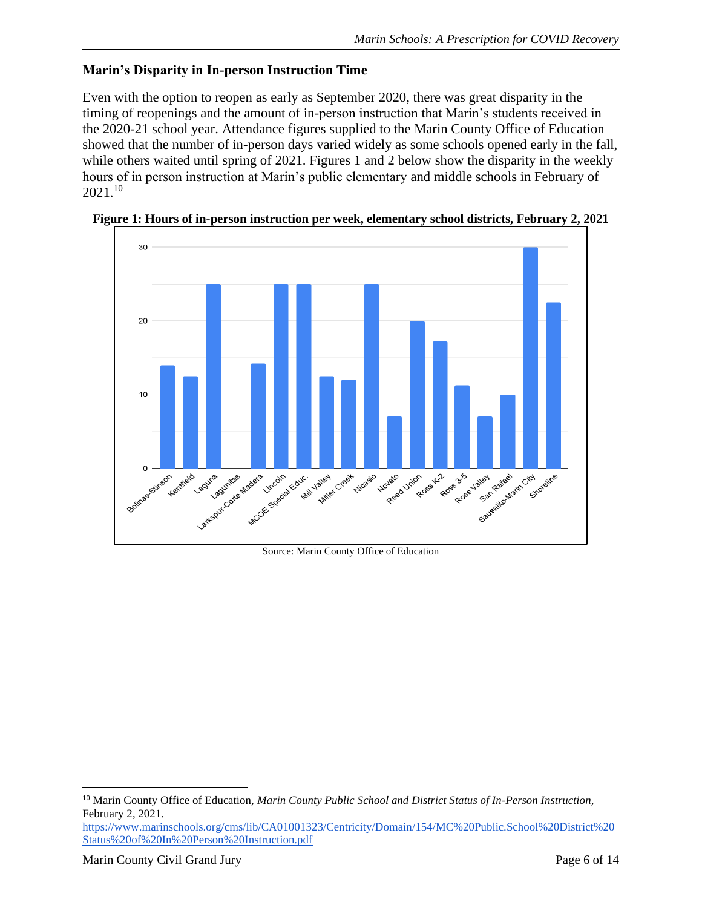### Marin's Disparity in In-person Instruction Time

Even with the option to reopen as early as September 2020, there was great disparity in the timing of reopenings and the amount of in-person instruction that Marin's students received in the 2020-21 school year. Attendance figures supplied to the Marin County Office of Education showed that the number of in-person days varied widely as some schools opened early in the fall, while others waited until spring of 2021. Figures 1 and 2 below show the disparity in the weekly hours of in person instruction at Marin's public elementary and middle schools in February of 2021.[10]

**Figure 1: Hours of in-person instruction per week, elementary school districts, February 2, 2021**

Source: Marin County Office of Education

---

[10] Marin County Office of Education, *Marin County Public School and District Status of In-Person Instruction*, February 2, 2021.
https://www.marinschools.org/cms/lib/CA01001323/Centricity/Domain/154/MC%20Public.School%20District%20Status%20of%20In%20Person%20Instruction.pdf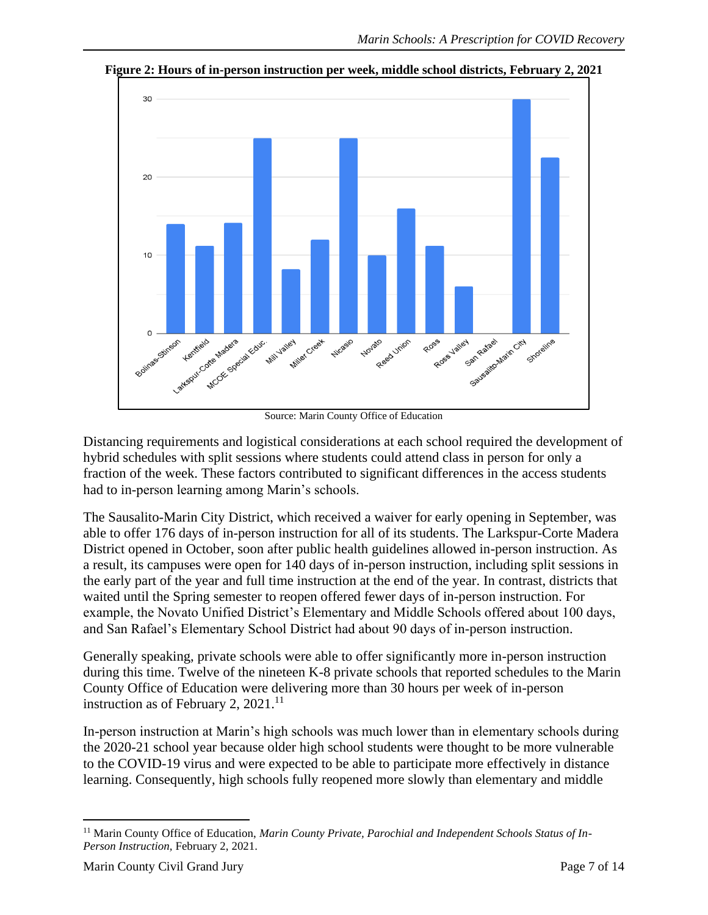**Figure 2: Hours of in-person instruction per week, middle school districts, February 2, 2021**

Source: Marin County Office of Education

Distancing requirements and logistical considerations at each school required the development of hybrid schedules with split sessions where students could attend class in person for only a fraction of the week. These factors contributed to significant differences in the access students had to in-person learning among Marin's schools.

The Sausalito-Marin City District, which received a waiver for early opening in September, was able to offer 176 days of in-person instruction for all of its students. The Larkspur-Corte Madera District opened in October, soon after public health guidelines allowed in-person instruction. As a result, its campuses were open for 140 days of in-person instruction, including split sessions in the early part of the year and full time instruction at the end of the year. In contrast, districts that waited until the Spring semester to reopen offered fewer days of in-person instruction. For example, the Novato Unified District's Elementary and Middle Schools offered about 100 days, and San Rafael's Elementary School District had about 90 days of in-person instruction.

Generally speaking, private schools were able to offer significantly more in-person instruction during this time. Twelve of the nineteen K-8 private schools that reported schedules to the Marin County Office of Education were delivering more than 30 hours per week of in-person instruction as of February 2, 2021.[11]

In-person instruction at Marin's high schools was much lower than in elementary schools during the 2020-21 school year because older high school students were thought to be more vulnerable to the COVID-19 virus and were expected to be able to participate more effectively in distance learning. Consequently, high schools fully reopened more slowly than elementary and middle

[11] Marin County Office of Education, *Marin County Private, Parochial and Independent Schools Status of In-Person Instruction*, February 2, 2021.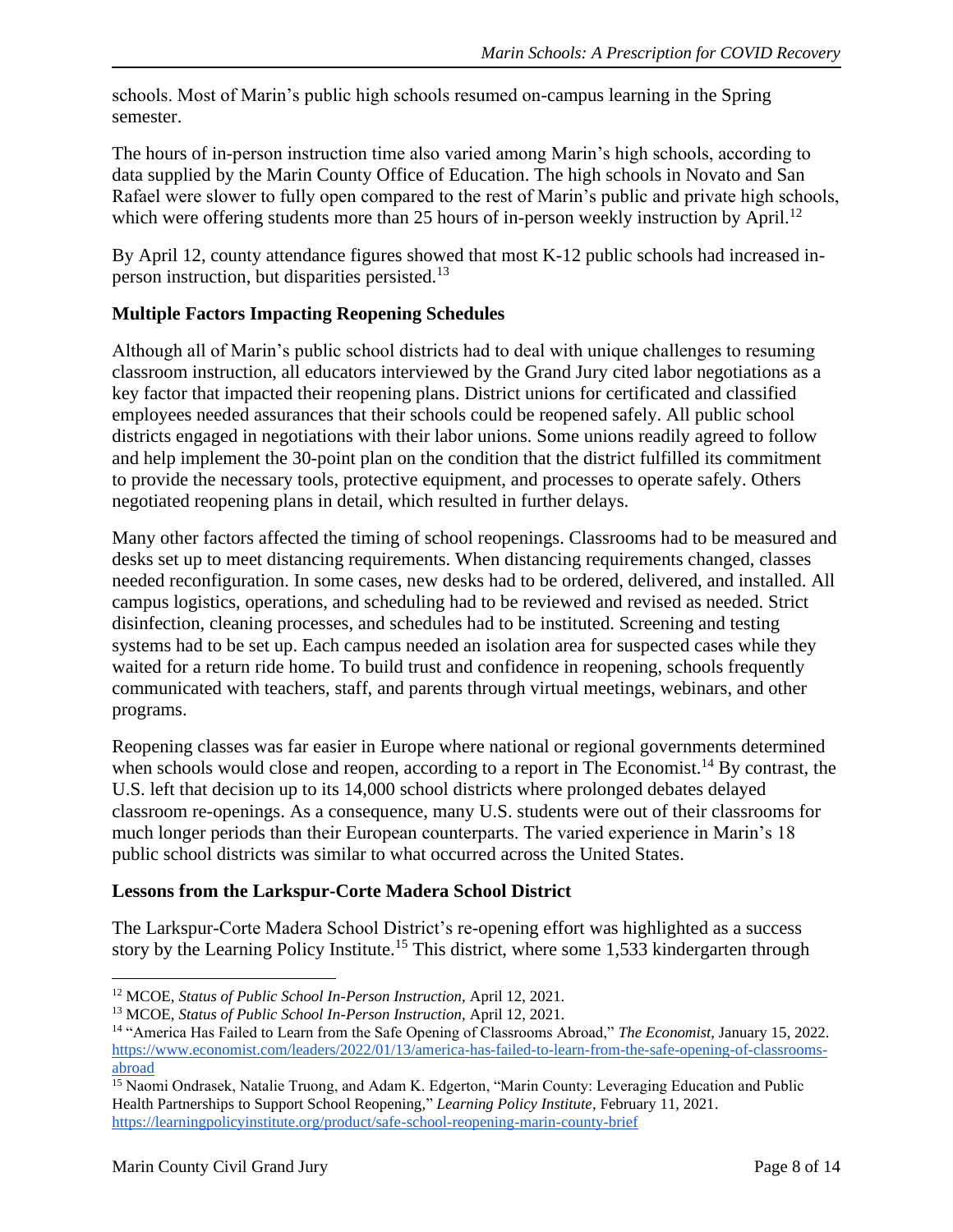schools. Most of Marin's public high schools resumed on-campus learning in the Spring semester.

The hours of in-person instruction time also varied among Marin's high schools, according to data supplied by the Marin County Office of Education. The high schools in Novato and San Rafael were slower to fully open compared to the rest of Marin's public and private high schools, which were offering students more than 25 hours of in-person weekly instruction by April.[12]

By April 12, county attendance figures showed that most K-12 public schools had increased in-person instruction, but disparities persisted.[13]

### Multiple Factors Impacting Reopening Schedules

Although all of Marin's public school districts had to deal with unique challenges to resuming classroom instruction, all educators interviewed by the Grand Jury cited labor negotiations as a key factor that impacted their reopening plans. District unions for certificated and classified employees needed assurances that their schools could be reopened safely. All public school districts engaged in negotiations with their labor unions. Some unions readily agreed to follow and help implement the 30-point plan on the condition that the district fulfilled its commitment to provide the necessary tools, protective equipment, and processes to operate safely. Others negotiated reopening plans in detail, which resulted in further delays.

Many other factors affected the timing of school reopenings. Classrooms had to be measured and desks set up to meet distancing requirements. When distancing requirements changed, classes needed reconfiguration. In some cases, new desks had to be ordered, delivered, and installed. All campus logistics, operations, and scheduling had to be reviewed and revised as needed. Strict disinfection, cleaning processes, and schedules had to be instituted. Screening and testing systems had to be set up. Each campus needed an isolation area for suspected cases while they waited for a return ride home. To build trust and confidence in reopening, schools frequently communicated with teachers, staff, and parents through virtual meetings, webinars, and other programs.

Reopening classes was far easier in Europe where national or regional governments determined when schools would close and reopen, according to a report in The Economist.[14] By contrast, the U.S. left that decision up to its 14,000 school districts where prolonged debates delayed classroom re-openings. As a consequence, many U.S. students were out of their classrooms for much longer periods than their European counterparts. The varied experience in Marin's 18 public school districts was similar to what occurred across the United States.

### Lessons from the Larkspur-Corte Madera School District

The Larkspur-Corte Madera School District's re-opening effort was highlighted as a success story by the Learning Policy Institute.[15] This district, where some 1,533 kindergarten through

---

[12] MCOE, *Status of Public School In-Person Instruction*, April 12, 2021.

[13] MCOE, *Status of Public School In-Person Instruction*, April 12, 2021.

[14] "America Has Failed to Learn from the Safe Opening of Classrooms Abroad," *The Economist*, January 15, 2022. https://www.economist.com/leaders/2022/01/13/america-has-failed-to-learn-from-the-safe-opening-of-classrooms-abroad

[15] Naomi Ondrasek, Natalie Truong, and Adam K. Edgerton, "Marin County: Leveraging Education and Public Health Partnerships to Support School Reopening," *Learning Policy Institute*, February 11, 2021. https://learningpolicyinstitute.org/product/safe-school-reopening-marin-county-brief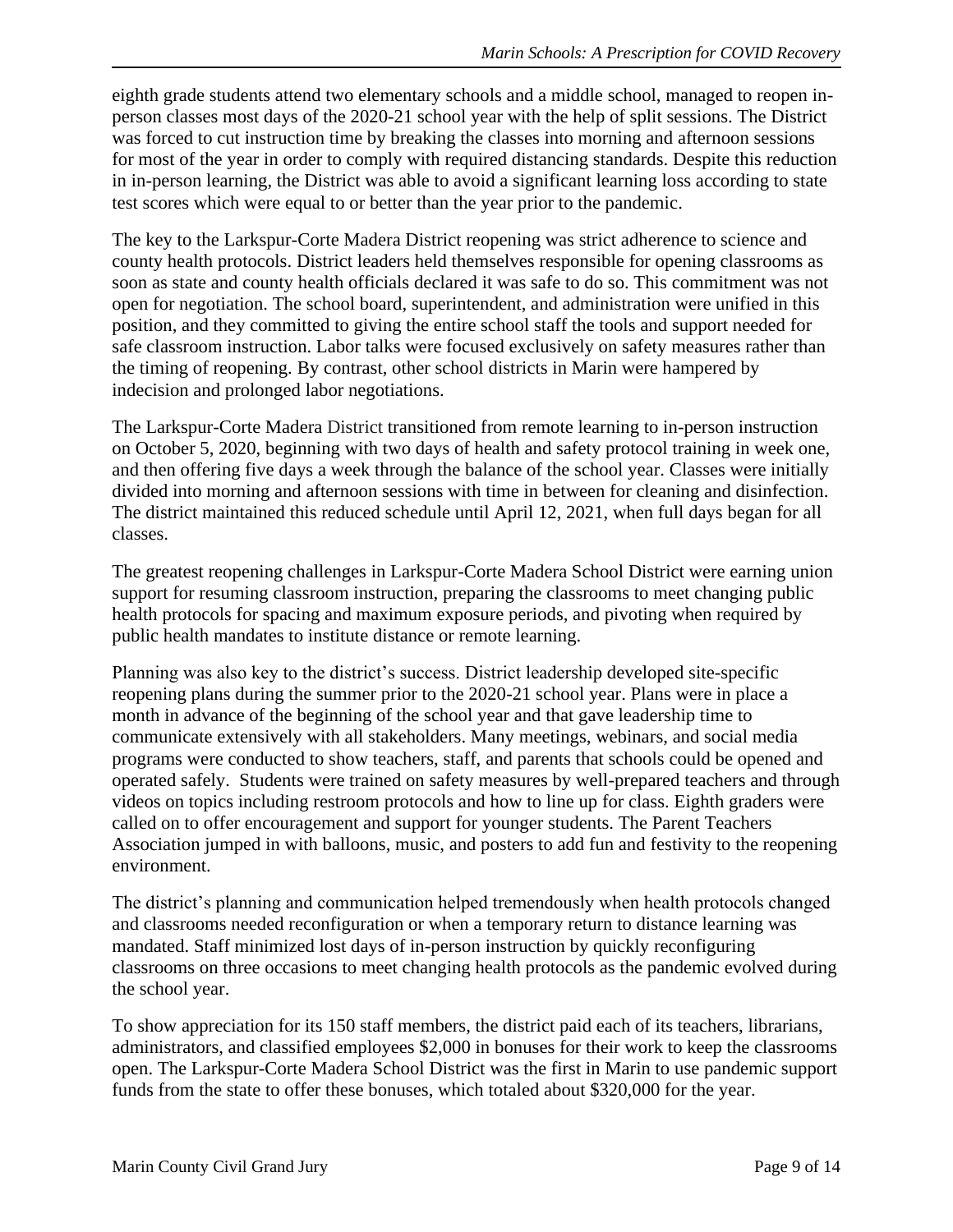eighth grade students attend two elementary schools and a middle school, managed to reopen in-person classes most days of the 2020-21 school year with the help of split sessions. The District was forced to cut instruction time by breaking the classes into morning and afternoon sessions for most of the year in order to comply with required distancing standards. Despite this reduction in in-person learning, the District was able to avoid a significant learning loss according to state test scores which were equal to or better than the year prior to the pandemic.

The key to the Larkspur-Corte Madera District reopening was strict adherence to science and county health protocols. District leaders held themselves responsible for opening classrooms as soon as state and county health officials declared it was safe to do so. This commitment was not open for negotiation. The school board, superintendent, and administration were unified in this position, and they committed to giving the entire school staff the tools and support needed for safe classroom instruction. Labor talks were focused exclusively on safety measures rather than the timing of reopening. By contrast, other school districts in Marin were hampered by indecision and prolonged labor negotiations.

The Larkspur-Corte Madera District transitioned from remote learning to in-person instruction on October 5, 2020, beginning with two days of health and safety protocol training in week one, and then offering five days a week through the balance of the school year. Classes were initially divided into morning and afternoon sessions with time in between for cleaning and disinfection. The district maintained this reduced schedule until April 12, 2021, when full days began for all classes.

The greatest reopening challenges in Larkspur-Corte Madera School District were earning union support for resuming classroom instruction, preparing the classrooms to meet changing public health protocols for spacing and maximum exposure periods, and pivoting when required by public health mandates to institute distance or remote learning.

Planning was also key to the district's success. District leadership developed site-specific reopening plans during the summer prior to the 2020-21 school year. Plans were in place a month in advance of the beginning of the school year and that gave leadership time to communicate extensively with all stakeholders. Many meetings, webinars, and social media programs were conducted to show teachers, staff, and parents that schools could be opened and operated safely. Students were trained on safety measures by well-prepared teachers and through videos on topics including restroom protocols and how to line up for class. Eighth graders were called on to offer encouragement and support for younger students. The Parent Teachers Association jumped in with balloons, music, and posters to add fun and festivity to the reopening environment.

The district's planning and communication helped tremendously when health protocols changed and classrooms needed reconfiguration or when a temporary return to distance learning was mandated. Staff minimized lost days of in-person instruction by quickly reconfiguring classrooms on three occasions to meet changing health protocols as the pandemic evolved during the school year.

To show appreciation for its 150 staff members, the district paid each of its teachers, librarians, administrators, and classified employees $2,000 in bonuses for their work to keep the classrooms open. The Larkspur-Corte Madera School District was the first in Marin to use pandemic support funds from the state to offer these bonuses, which totaled about $320,000 for the year.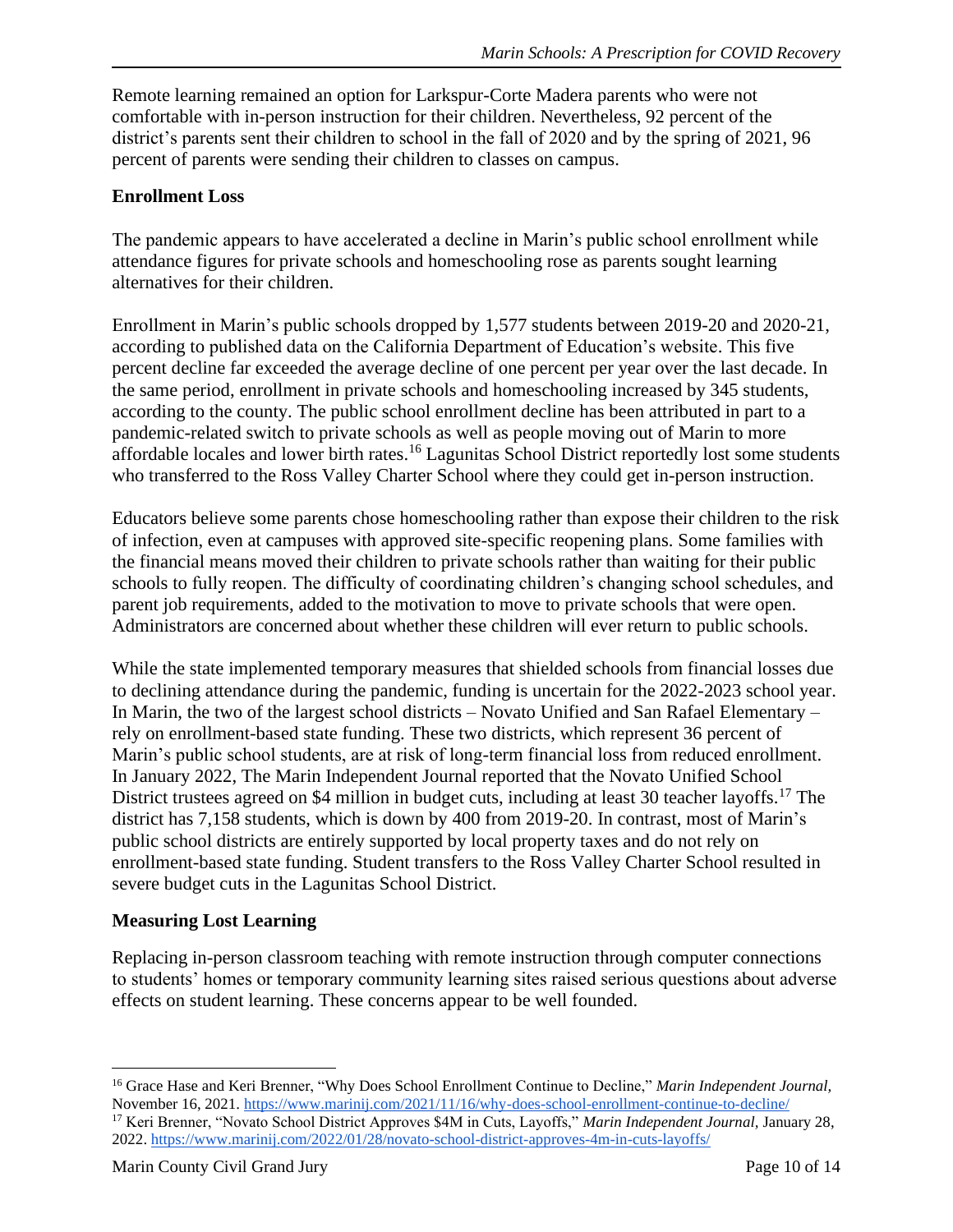Remote learning remained an option for Larkspur-Corte Madera parents who were not comfortable with in-person instruction for their children. Nevertheless, 92 percent of the district's parents sent their children to school in the fall of 2020 and by the spring of 2021, 96 percent of parents were sending their children to classes on campus.

### Enrollment Loss

The pandemic appears to have accelerated a decline in Marin's public school enrollment while attendance figures for private schools and homeschooling rose as parents sought learning alternatives for their children.

Enrollment in Marin's public schools dropped by 1,577 students between 2019-20 and 2020-21, according to published data on the California Department of Education's website. This five percent decline far exceeded the average decline of one percent per year over the last decade. In the same period, enrollment in private schools and homeschooling increased by 345 students, according to the county. The public school enrollment decline has been attributed in part to a pandemic-related switch to private schools as well as people moving out of Marin to more affordable locales and lower birth rates.[16] Lagunitas School District reportedly lost some students who transferred to the Ross Valley Charter School where they could get in-person instruction.

Educators believe some parents chose homeschooling rather than expose their children to the risk of infection, even at campuses with approved site-specific reopening plans. Some families with the financial means moved their children to private schools rather than waiting for their public schools to fully reopen. The difficulty of coordinating children's changing school schedules, and parent job requirements, added to the motivation to move to private schools that were open. Administrators are concerned about whether these children will ever return to public schools.

While the state implemented temporary measures that shielded schools from financial losses due to declining attendance during the pandemic, funding is uncertain for the 2022-2023 school year. In Marin, the two of the largest school districts – Novato Unified and San Rafael Elementary – rely on enrollment-based state funding. These two districts, which represent 36 percent of Marin's public school students, are at risk of long-term financial loss from reduced enrollment. In January 2022, The Marin Independent Journal reported that the Novato Unified School District trustees agreed on $4 million in budget cuts, including at least 30 teacher layoffs.[17] The district has 7,158 students, which is down by 400 from 2019-20. In contrast, most of Marin's public school districts are entirely supported by local property taxes and do not rely on enrollment-based state funding. Student transfers to the Ross Valley Charter School resulted in severe budget cuts in the Lagunitas School District.

### Measuring Lost Learning

Replacing in-person classroom teaching with remote instruction through computer connections to students' homes or temporary community learning sites raised serious questions about adverse effects on student learning. These concerns appear to be well founded.

---

[16] Grace Hase and Keri Brenner, "Why Does School Enrollment Continue to Decline," *Marin Independent Journal,* November 16, 2021. https://www.marinij.com/2021/11/16/why-does-school-enrollment-continue-to-decline/

[17] Keri Brenner, "Novato School District Approves $4M in Cuts, Layoffs," *Marin Independent Journal,* January 28, 2022. https://www.marinij.com/2022/01/28/novato-school-district-approves-4m-in-cuts-layoffs/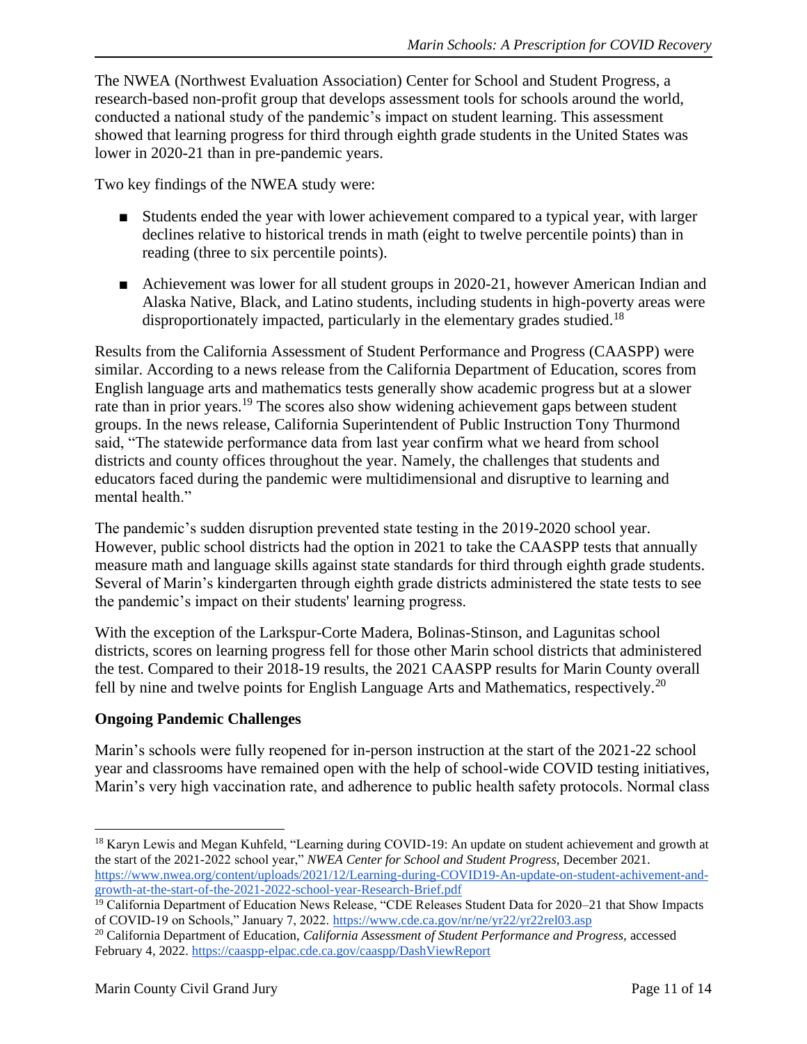The NWEA (Northwest Evaluation Association) Center for School and Student Progress, a research-based non-profit group that develops assessment tools for schools around the world, conducted a national study of the pandemic's impact on student learning. This assessment showed that learning progress for third through eighth grade students in the United States was lower in 2020-21 than in pre-pandemic years.

Two key findings of the NWEA study were:

- Students ended the year with lower achievement compared to a typical year, with larger declines relative to historical trends in math (eight to twelve percentile points) than in reading (three to six percentile points).
- Achievement was lower for all student groups in 2020-21, however American Indian and Alaska Native, Black, and Latino students, including students in high-poverty areas were disproportionately impacted, particularly in the elementary grades studied.[18]

Results from the California Assessment of Student Performance and Progress (CAASPP) were similar. According to a news release from the California Department of Education, scores from English language arts and mathematics tests generally show academic progress but at a slower rate than in prior years.[19] The scores also show widening achievement gaps between student groups. In the news release, California Superintendent of Public Instruction Tony Thurmond said, "The statewide performance data from last year confirm what we heard from school districts and county offices throughout the year. Namely, the challenges that students and educators faced during the pandemic were multidimensional and disruptive to learning and mental health."

The pandemic's sudden disruption prevented state testing in the 2019-2020 school year. However, public school districts had the option in 2021 to take the CAASPP tests that annually measure math and language skills against state standards for third through eighth grade students. Several of Marin's kindergarten through eighth grade districts administered the state tests to see the pandemic's impact on their students' learning progress.

With the exception of the Larkspur-Corte Madera, Bolinas-Stinson, and Lagunitas school districts, scores on learning progress fell for those other Marin school districts that administered the test. Compared to their 2018-19 results, the 2021 CAASPP results for Marin County overall fell by nine and twelve points for English Language Arts and Mathematics, respectively.[20]

**Ongoing Pandemic Challenges**

Marin's schools were fully reopened for in-person instruction at the start of the 2021-22 school year and classrooms have remained open with the help of school-wide COVID testing initiatives, Marin's very high vaccination rate, and adherence to public health safety protocols. Normal class

---

[18] Karyn Lewis and Megan Kuhfeld, "Learning during COVID-19: An update on student achievement and growth at the start of the 2021-2022 school year," *NWEA Center for School and Student Progress,* December 2021. https://www.nwea.org/content/uploads/2021/12/Learning-during-COVID19-An-update-on-student-achivement-and-growth-at-the-start-of-the-2021-2022-school-year-Research-Brief.pdf

[19] California Department of Education News Release, "CDE Releases Student Data for 2020–21 that Show Impacts of COVID-19 on Schools," January 7, 2022. https://www.cde.ca.gov/nr/ne/yr22/yr22rel03.asp

[20] California Department of Education, *California Assessment of Student Performance and Progress,* accessed February 4, 2022. https://caaspp-elpac.cde.ca.gov/caaspp/DashViewReport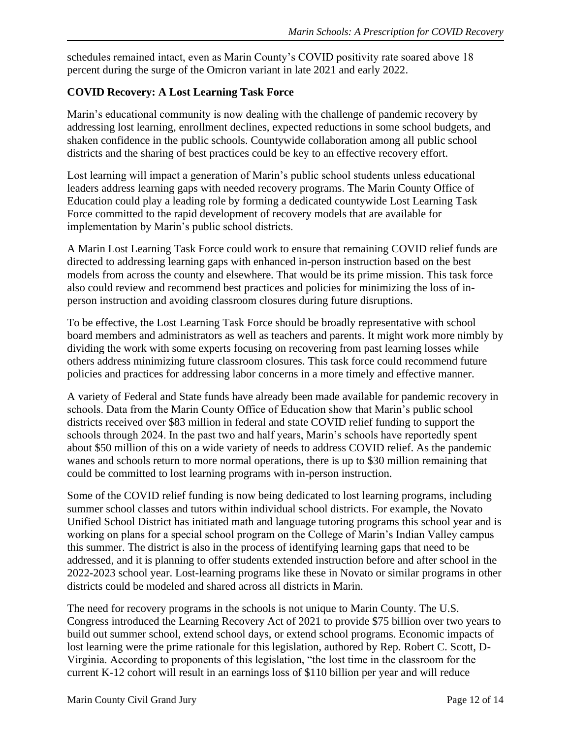schedules remained intact, even as Marin County's COVID positivity rate soared above 18 percent during the surge of the Omicron variant in late 2021 and early 2022.

## COVID Recovery: A Lost Learning Task Force

Marin's educational community is now dealing with the challenge of pandemic recovery by addressing lost learning, enrollment declines, expected reductions in some school budgets, and shaken confidence in the public schools. Countywide collaboration among all public school districts and the sharing of best practices could be key to an effective recovery effort.

Lost learning will impact a generation of Marin's public school students unless educational leaders address learning gaps with needed recovery programs. The Marin County Office of Education could play a leading role by forming a dedicated countywide Lost Learning Task Force committed to the rapid development of recovery models that are available for implementation by Marin's public school districts.

A Marin Lost Learning Task Force could work to ensure that remaining COVID relief funds are directed to addressing learning gaps with enhanced in-person instruction based on the best models from across the county and elsewhere. That would be its prime mission. This task force also could review and recommend best practices and policies for minimizing the loss of in-person instruction and avoiding classroom closures during future disruptions.

To be effective, the Lost Learning Task Force should be broadly representative with school board members and administrators as well as teachers and parents. It might work more nimbly by dividing the work with some experts focusing on recovering from past learning losses while others address minimizing future classroom closures. This task force could recommend future policies and practices for addressing labor concerns in a more timely and effective manner.

A variety of Federal and State funds have already been made available for pandemic recovery in schools. Data from the Marin County Office of Education show that Marin's public school districts received over $83 million in federal and state COVID relief funding to support the schools through 2024. In the past two and half years, Marin's schools have reportedly spent about $50 million of this on a wide variety of needs to address COVID relief. As the pandemic wanes and schools return to more normal operations, there is up to $30 million remaining that could be committed to lost learning programs with in-person instruction.

Some of the COVID relief funding is now being dedicated to lost learning programs, including summer school classes and tutors within individual school districts. For example, the Novato Unified School District has initiated math and language tutoring programs this school year and is working on plans for a special school program on the College of Marin's Indian Valley campus this summer. The district is also in the process of identifying learning gaps that need to be addressed, and it is planning to offer students extended instruction before and after school in the 2022-2023 school year. Lost-learning programs like these in Novato or similar programs in other districts could be modeled and shared across all districts in Marin.

The need for recovery programs in the schools is not unique to Marin County. The U.S. Congress introduced the Learning Recovery Act of 2021 to provide $75 billion over two years to build out summer school, extend school days, or extend school programs. Economic impacts of lost learning were the prime rationale for this legislation, authored by Rep. Robert C. Scott, D-Virginia. According to proponents of this legislation, "the lost time in the classroom for the current K-12 cohort will result in an earnings loss of $110 billion per year and will reduce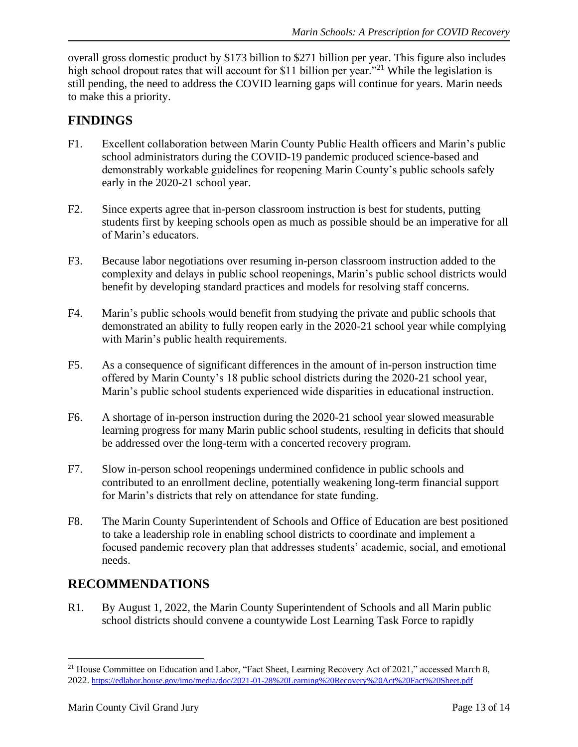overall gross domestic product by $173 billion to $271 billion per year. This figure also includes high school dropout rates that will account for $11 billion per year."[21] While the legislation is still pending, the need to address the COVID learning gaps will continue for years. Marin needs to make this a priority.

## FINDINGS

F1. Excellent collaboration between Marin County Public Health officers and Marin's public school administrators during the COVID-19 pandemic produced science-based and demonstrably workable guidelines for reopening Marin County's public schools safely early in the 2020-21 school year.

F2. Since experts agree that in-person classroom instruction is best for students, putting students first by keeping schools open as much as possible should be an imperative for all of Marin's educators.

F3. Because labor negotiations over resuming in-person classroom instruction added to the complexity and delays in public school reopenings, Marin's public school districts would benefit by developing standard practices and models for resolving staff concerns.

F4. Marin's public schools would benefit from studying the private and public schools that demonstrated an ability to fully reopen early in the 2020-21 school year while complying with Marin's public health requirements.

F5. As a consequence of significant differences in the amount of in-person instruction time offered by Marin County's 18 public school districts during the 2020-21 school year, Marin's public school students experienced wide disparities in educational instruction.

F6. A shortage of in-person instruction during the 2020-21 school year slowed measurable learning progress for many Marin public school students, resulting in deficits that should be addressed over the long-term with a concerted recovery program.

F7. Slow in-person school reopenings undermined confidence in public schools and contributed to an enrollment decline, potentially weakening long-term financial support for Marin's districts that rely on attendance for state funding.

F8. The Marin County Superintendent of Schools and Office of Education are best positioned to take a leadership role in enabling school districts to coordinate and implement a focused pandemic recovery plan that addresses students' academic, social, and emotional needs.

## RECOMMENDATIONS

R1. By August 1, 2022, the Marin County Superintendent of Schools and all Marin public school districts should convene a countywide Lost Learning Task Force to rapidly

---

[21] House Committee on Education and Labor, "Fact Sheet, Learning Recovery Act of 2021," accessed March 8, 2022. https://edlabor.house.gov/imo/media/doc/2021-01-28%20Learning%20Recovery%20Act%20Fact%20Sheet.pdf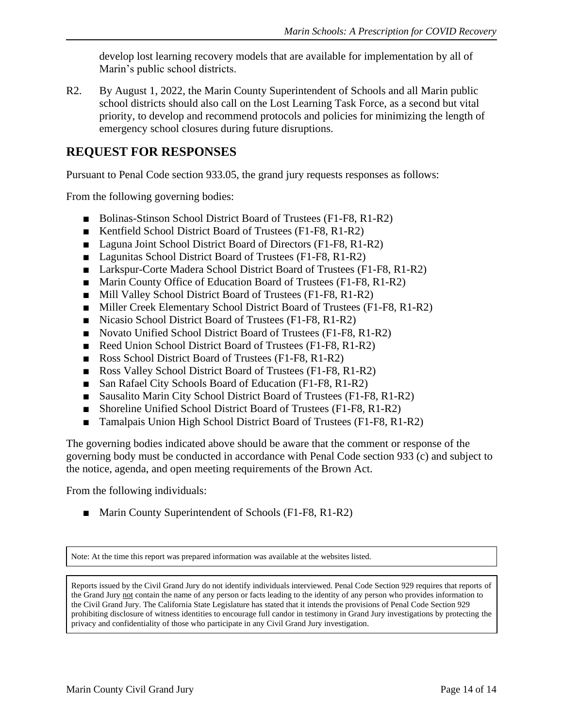develop lost learning recovery models that are available for implementation by all of Marin's public school districts.

R2. By August 1, 2022, the Marin County Superintendent of Schools and all Marin public school districts should also call on the Lost Learning Task Force, as a second but vital priority, to develop and recommend protocols and policies for minimizing the length of emergency school closures during future disruptions.

## REQUEST FOR RESPONSES

Pursuant to Penal Code section 933.05, the grand jury requests responses as follows:

From the following governing bodies:

- Bolinas-Stinson School District Board of Trustees (F1-F8, R1-R2)
- Kentfield School District Board of Trustees (F1-F8, R1-R2)
- Laguna Joint School District Board of Directors (F1-F8, R1-R2)
- Lagunitas School District Board of Trustees (F1-F8, R1-R2)
- Larkspur-Corte Madera School District Board of Trustees (F1-F8, R1-R2)
- Marin County Office of Education Board of Trustees (F1-F8, R1-R2)
- Mill Valley School District Board of Trustees (F1-F8, R1-R2)
- Miller Creek Elementary School District Board of Trustees (F1-F8, R1-R2)
- Nicasio School District Board of Trustees (F1-F8, R1-R2)
- Novato Unified School District Board of Trustees (F1-F8, R1-R2)
- Reed Union School District Board of Trustees (F1-F8, R1-R2)
- Ross School District Board of Trustees (F1-F8, R1-R2)
- Ross Valley School District Board of Trustees (F1-F8, R1-R2)
- San Rafael City Schools Board of Education (F1-F8, R1-R2)
- Sausalito Marin City School District Board of Trustees (F1-F8, R1-R2)
- Shoreline Unified School District Board of Trustees (F1-F8, R1-R2)
- Tamalpais Union High School District Board of Trustees (F1-F8, R1-R2)

The governing bodies indicated above should be aware that the comment or response of the governing body must be conducted in accordance with Penal Code section 933 (c) and subject to the notice, agenda, and open meeting requirements of the Brown Act.

From the following individuals:

- Marin County Superintendent of Schools (F1-F8, R1-R2)

Note: At the time this report was prepared information was available at the websites listed.

Reports issued by the Civil Grand Jury do not identify individuals interviewed. Penal Code Section 929 requires that reports of the Grand Jury not contain the name of any person or facts leading to the identity of any person who provides information to the Civil Grand Jury. The California State Legislature has stated that it intends the provisions of Penal Code Section 929 prohibiting disclosure of witness identities to encourage full candor in testimony in Grand Jury investigations by protecting the privacy and confidentiality of those who participate in any Civil Grand Jury investigation.